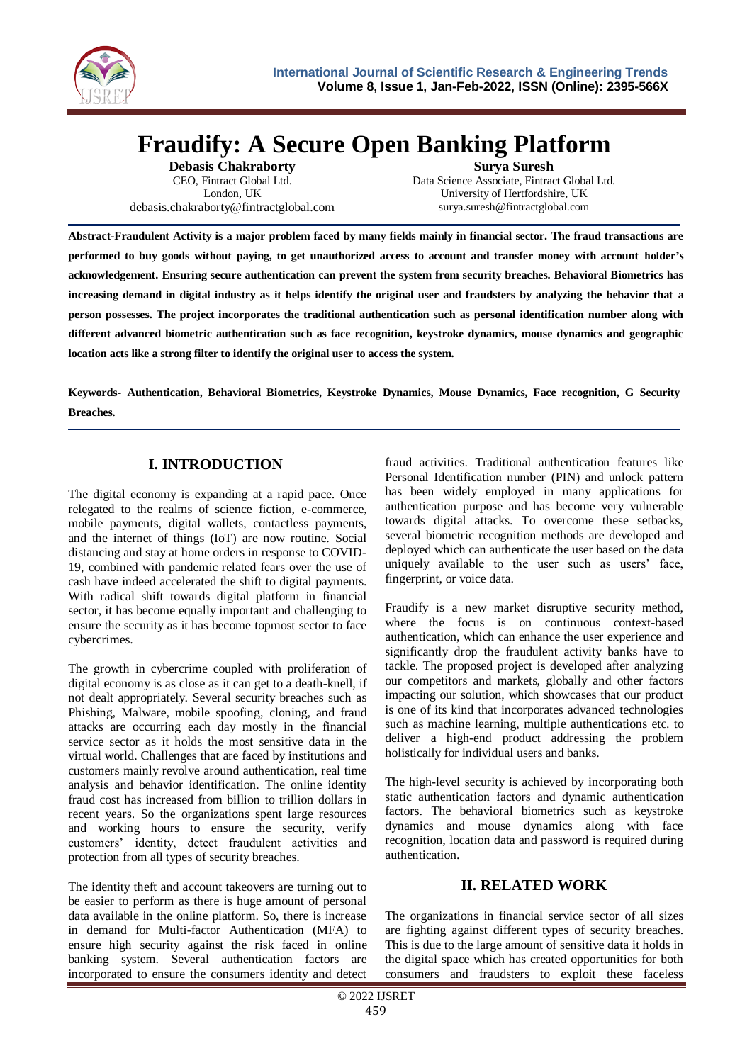# Fraudify: A Secure Open Banking Platform

**Debasis Chakraborty**
CEO, Fintract Global Ltd.
London, UK
debasis.chakraborty@fintractglobal.com

**Surya Suresh**
Data Science Associate, Fintract Global Ltd.
University of Hertfordshire, UK
surya.suresh@fintractglobal.com

**Abstract-Fraudulent Activity is a major problem faced by many fields mainly in financial sector. The fraud transactions are performed to buy goods without paying, to get unauthorized access to account and transfer money with account holder's acknowledgement. Ensuring secure authentication can prevent the system from security breaches. Behavioral Biometrics has increasing demand in digital industry as it helps identify the original user and fraudsters by analyzing the behavior that a person possesses. The project incorporates the traditional authentication such as personal identification number along with different advanced biometric authentication such as face recognition, keystroke dynamics, mouse dynamics and geographic location acts like a strong filter to identify the original user to access the system.**

**Keywords- Authentication, Behavioral Biometrics, Keystroke Dynamics, Mouse Dynamics, Face recognition, G Security Breaches.**

## I. INTRODUCTION

The digital economy is expanding at a rapid pace. Once relegated to the realms of science fiction, e-commerce, mobile payments, digital wallets, contactless payments, and the internet of things (IoT) are now routine. Social distancing and stay at home orders in response to COVID-19, combined with pandemic related fears over the use of cash have indeed accelerated the shift to digital payments. With radical shift towards digital platform in financial sector, it has become equally important and challenging to ensure the security as it has become topmost sector to face cybercrimes.

The growth in cybercrime coupled with proliferation of digital economy is as close as it can get to a death-knell, if not dealt appropriately. Several security breaches such as Phishing, Malware, mobile spoofing, cloning, and fraud attacks are occurring each day mostly in the financial service sector as it holds the most sensitive data in the virtual world. Challenges that are faced by institutions and customers mainly revolve around authentication, real time analysis and behavior identification. The online identity fraud cost has increased from billion to trillion dollars in recent years. So the organizations spent large resources and working hours to ensure the security, verify customers' identity, detect fraudulent activities and protection from all types of security breaches.

The identity theft and account takeovers are turning out to be easier to perform as there is huge amount of personal data available in the online platform. So, there is increase in demand for Multi-factor Authentication (MFA) to ensure high security against the risk faced in online banking system. Several authentication factors are incorporated to ensure the consumers identity and detect fraud activities. Traditional authentication features like Personal Identification number (PIN) and unlock pattern has been widely employed in many applications for authentication purpose and has become very vulnerable towards digital attacks. To overcome these setbacks, several biometric recognition methods are developed and deployed which can authenticate the user based on the data uniquely available to the user such as users' face, fingerprint, or voice data.

Fraudify is a new market disruptive security method, where the focus is on continuous context-based authentication, which can enhance the user experience and significantly drop the fraudulent activity banks have to tackle. The proposed project is developed after analyzing our competitors and markets, globally and other factors impacting our solution, which showcases that our product is one of its kind that incorporates advanced technologies such as machine learning, multiple authentications etc. to deliver a high-end product addressing the problem holistically for individual users and banks.

The high-level security is achieved by incorporating both static authentication factors and dynamic authentication factors. The behavioral biometrics such as keystroke dynamics and mouse dynamics along with face recognition, location data and password is required during authentication.

## II. RELATED WORK

The organizations in financial service sector of all sizes are fighting against different types of security breaches. This is due to the large amount of sensitive data it holds in the digital space which has created opportunities for both consumers and fraudsters to exploit these faceless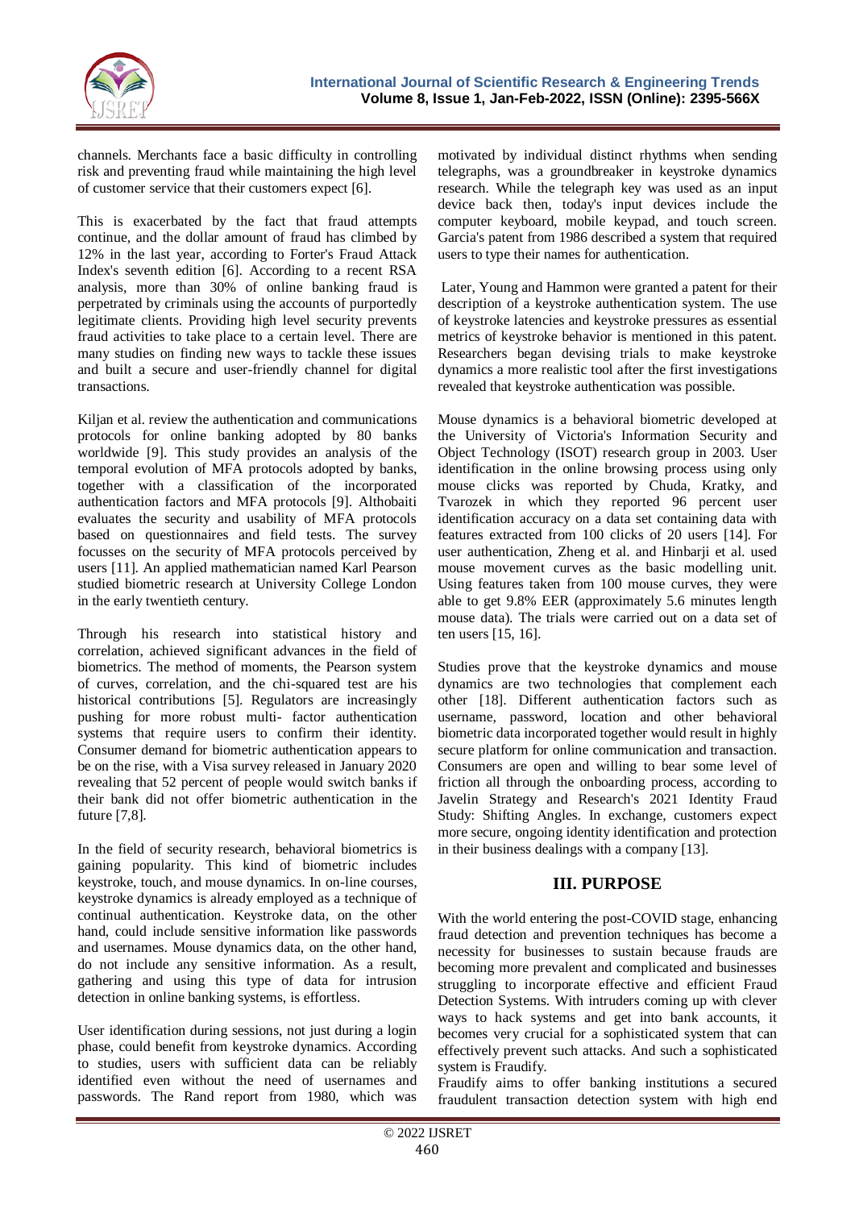channels. Merchants face a basic difficulty in controlling risk and preventing fraud while maintaining the high level of customer service that their customers expect [6].

This is exacerbated by the fact that fraud attempts continue, and the dollar amount of fraud has climbed by 12% in the last year, according to Forter's Fraud Attack Index's seventh edition [6]. According to a recent RSA analysis, more than 30% of online banking fraud is perpetrated by criminals using the accounts of purportedly legitimate clients. Providing high level security prevents fraud activities to take place to a certain level. There are many studies on finding new ways to tackle these issues and built a secure and user-friendly channel for digital transactions.

Kiljan et al. review the authentication and communications protocols for online banking adopted by 80 banks worldwide [9]. This study provides an analysis of the temporal evolution of MFA protocols adopted by banks, together with a classification of the incorporated authentication factors and MFA protocols [9]. Althobaiti evaluates the security and usability of MFA protocols based on questionnaires and field tests. The survey focusses on the security of MFA protocols perceived by users [11]. An applied mathematician named Karl Pearson studied biometric research at University College London in the early twentieth century.

Through his research into statistical history and correlation, achieved significant advances in the field of biometrics. The method of moments, the Pearson system of curves, correlation, and the chi-squared test are his historical contributions [5]. Regulators are increasingly pushing for more robust multi- factor authentication systems that require users to confirm their identity. Consumer demand for biometric authentication appears to be on the rise, with a Visa survey released in January 2020 revealing that 52 percent of people would switch banks if their bank did not offer biometric authentication in the future [7,8].

In the field of security research, behavioral biometrics is gaining popularity. This kind of biometric includes keystroke, touch, and mouse dynamics. In on-line courses, keystroke dynamics is already employed as a technique of continual authentication. Keystroke data, on the other hand, could include sensitive information like passwords and usernames. Mouse dynamics data, on the other hand, do not include any sensitive information. As a result, gathering and using this type of data for intrusion detection in online banking systems, is effortless.

User identification during sessions, not just during a login phase, could benefit from keystroke dynamics. According to studies, users with sufficient data can be reliably identified even without the need of usernames and passwords. The Rand report from 1980, which was motivated by individual distinct rhythms when sending telegraphs, was a groundbreaker in keystroke dynamics research. While the telegraph key was used as an input device back then, today's input devices include the computer keyboard, mobile keypad, and touch screen. Garcia's patent from 1986 described a system that required users to type their names for authentication.

Later, Young and Hammon were granted a patent for their description of a keystroke authentication system. The use of keystroke latencies and keystroke pressures as essential metrics of keystroke behavior is mentioned in this patent. Researchers began devising trials to make keystroke dynamics a more realistic tool after the first investigations revealed that keystroke authentication was possible.

Mouse dynamics is a behavioral biometric developed at the University of Victoria's Information Security and Object Technology (ISOT) research group in 2003. User identification in the online browsing process using only mouse clicks was reported by Chuda, Kratky, and Tvarozek in which they reported 96 percent user identification accuracy on a data set containing data with features extracted from 100 clicks of 20 users [14]. For user authentication, Zheng et al. and Hinbarji et al. used mouse movement curves as the basic modelling unit. Using features taken from 100 mouse curves, they were able to get 9.8% EER (approximately 5.6 minutes length mouse data). The trials were carried out on a data set of ten users [15, 16].

Studies prove that the keystroke dynamics and mouse dynamics are two technologies that complement each other [18]. Different authentication factors such as username, password, location and other behavioral biometric data incorporated together would result in highly secure platform for online communication and transaction. Consumers are open and willing to bear some level of friction all through the onboarding process, according to Javelin Strategy and Research's 2021 Identity Fraud Study: Shifting Angles. In exchange, customers expect more secure, ongoing identity identification and protection in their business dealings with a company [13].

## III. PURPOSE

With the world entering the post-COVID stage, enhancing fraud detection and prevention techniques has become a necessity for businesses to sustain because frauds are becoming more prevalent and complicated and businesses struggling to incorporate effective and efficient Fraud Detection Systems. With intruders coming up with clever ways to hack systems and get into bank accounts, it becomes very crucial for a sophisticated system that can effectively prevent such attacks. And such a sophisticated system is Fraudify.

Fraudify aims to offer banking institutions a secured fraudulent transaction detection system with high end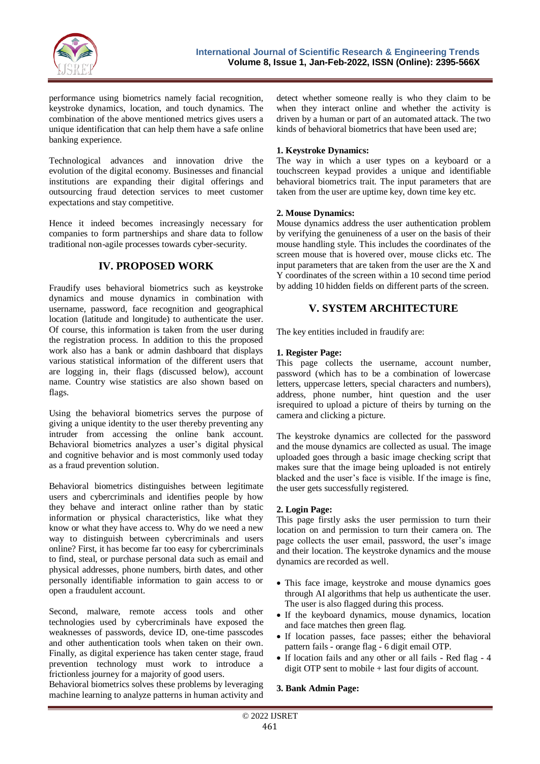performance using biometrics namely facial recognition, keystroke dynamics, location, and touch dynamics. The combination of the above mentioned metrics gives users a unique identification that can help them have a safe online banking experience.

Technological advances and innovation drive the evolution of the digital economy. Businesses and financial institutions are expanding their digital offerings and outsourcing fraud detection services to meet customer expectations and stay competitive.

Hence it indeed becomes increasingly necessary for companies to form partnerships and share data to follow traditional non-agile processes towards cyber-security.

## IV. PROPOSED WORK

Fraudify uses behavioral biometrics such as keystroke dynamics and mouse dynamics in combination with username, password, face recognition and geographical location (latitude and longitude) to authenticate the user. Of course, this information is taken from the user during the registration process. In addition to this the proposed work also has a bank or admin dashboard that displays various statistical information of the different users that are logging in, their flags (discussed below), account name. Country wise statistics are also shown based on flags.

Using the behavioral biometrics serves the purpose of giving a unique identity to the user thereby preventing any intruder from accessing the online bank account. Behavioral biometrics analyzes a user's digital physical and cognitive behavior and is most commonly used today as a fraud prevention solution.

Behavioral biometrics distinguishes between legitimate users and cybercriminals and identifies people by how they behave and interact online rather than by static information or physical characteristics, like what they know or what they have access to. Why do we need a new way to distinguish between cybercriminals and users online? First, it has become far too easy for cybercriminals to find, steal, or purchase personal data such as email and physical addresses, phone numbers, birth dates, and other personally identifiable information to gain access to or open a fraudulent account.

Second, malware, remote access tools and other technologies used by cybercriminals have exposed the weaknesses of passwords, device ID, one-time passcodes and other authentication tools when taken on their own. Finally, as digital experience has taken center stage, fraud prevention technology must work to introduce a frictionless journey for a majority of good users.

Behavioral biometrics solves these problems by leveraging machine learning to analyze patterns in human activity and detect whether someone really is who they claim to be when they interact online and whether the activity is driven by a human or part of an automated attack. The two kinds of behavioral biometrics that have been used are;

**1. Keystroke Dynamics:**
The way in which a user types on a keyboard or a touchscreen keypad provides a unique and identifiable behavioral biometrics trait. The input parameters that are taken from the user are uptime key, down time key etc.

**2. Mouse Dynamics:**
Mouse dynamics address the user authentication problem by verifying the genuineness of a user on the basis of their mouse handling style. This includes the coordinates of the screen mouse that is hovered over, mouse clicks etc. The input parameters that are taken from the user are the X and Y coordinates of the screen within a 10 second time period by adding 10 hidden fields on different parts of the screen.

## V. SYSTEM ARCHITECTURE

The key entities included in fraudify are:

**1. Register Page:**
This page collects the username, account number, password (which has to be a combination of lowercase letters, uppercase letters, special characters and numbers), address, phone number, hint question and the user isrequired to upload a picture of theirs by turning on the camera and clicking a picture.

The keystroke dynamics are collected for the password and the mouse dynamics are collected as usual. The image uploaded goes through a basic image checking script that makes sure that the image being uploaded is not entirely blacked and the user's face is visible. If the image is fine, the user gets successfully registered.

**2. Login Page:**
This page firstly asks the user permission to turn their location on and permission to turn their camera on. The page collects the user email, password, the user's image and their location. The keystroke dynamics and the mouse dynamics are recorded as well.

- This face image, keystroke and mouse dynamics goes through AI algorithms that help us authenticate the user. The user is also flagged during this process.
- If the keyboard dynamics, mouse dynamics, location and face matches then green flag.
- If location passes, face passes; either the behavioral pattern fails - orange flag - 6 digit email OTP.
- If location fails and any other or all fails - Red flag - 4 digit OTP sent to mobile + last four digits of account.

**3. Bank Admin Page:**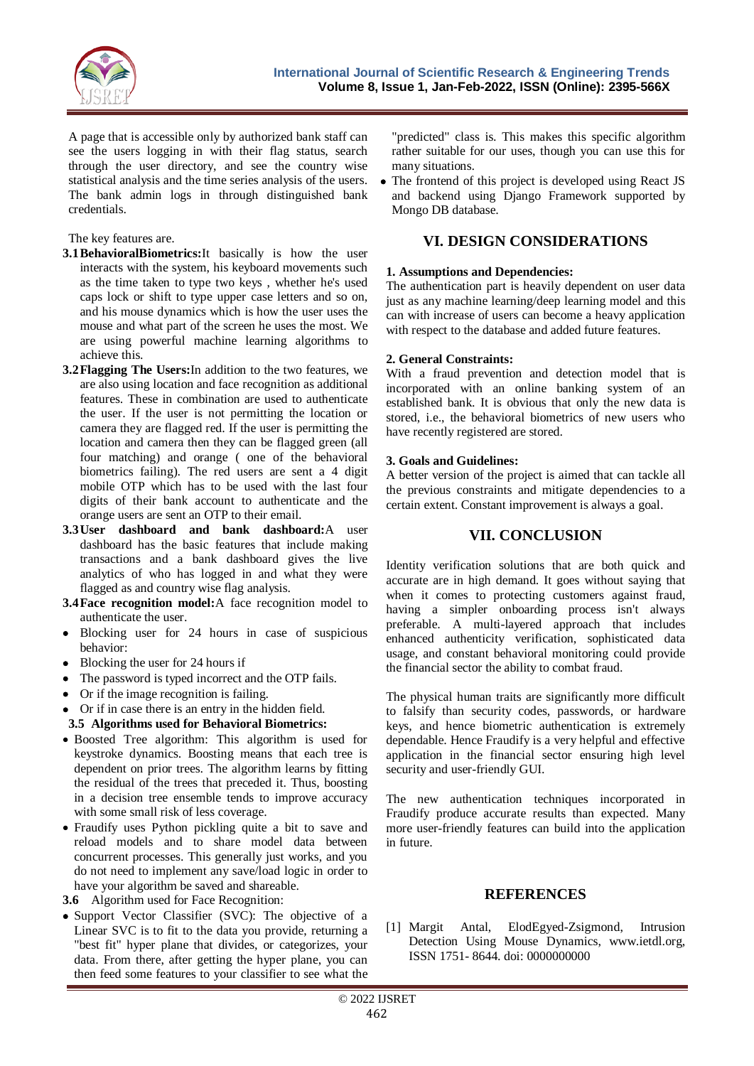A page that is accessible only by authorized bank staff can see the users logging in with their flag status, search through the user directory, and see the country wise statistical analysis and the time series analysis of the users. The bank admin logs in through distinguished bank credentials.

The key features are.

**3.1 BehavioralBiometrics:** It basically is how the user interacts with the system, his keyboard movements such as the time taken to type two keys , whether he's used caps lock or shift to type upper case letters and so on, and his mouse dynamics which is how the user uses the mouse and what part of the screen he uses the most. We are using powerful machine learning algorithms to achieve this.

**3.2 Flagging The Users:** In addition to the two features, we are also using location and face recognition as additional features. These in combination are used to authenticate the user. If the user is not permitting the location or camera they are flagged red. If the user is permitting the location and camera then they can be flagged green (all four matching) and orange ( one of the behavioral biometrics failing). The red users are sent a 4 digit mobile OTP which has to be used with the last four digits of their bank account to authenticate and the orange users are sent an OTP to their email.

**3.3 User dashboard and bank dashboard:** A user dashboard has the basic features that include making transactions and a bank dashboard gives the live analytics of who has logged in and what they were flagged as and country wise flag analysis.

**3.4 Face recognition model:** A face recognition model to authenticate the user.

- Blocking user for 24 hours in case of suspicious behavior:
- Blocking the user for 24 hours if
- The password is typed incorrect and the OTP fails.
- Or if the image recognition is failing.
- Or if in case there is an entry in the hidden field.

**3.5 Algorithms used for Behavioral Biometrics:**

- Boosted Tree algorithm: This algorithm is used for keystroke dynamics. Boosting means that each tree is dependent on prior trees. The algorithm learns by fitting the residual of the trees that preceded it. Thus, boosting in a decision tree ensemble tends to improve accuracy with some small risk of less coverage.
- Fraudify uses Python pickling quite a bit to save and reload models and to share model data between concurrent processes. This generally just works, and you do not need to implement any save/load logic in order to have your algorithm be saved and shareable.

**3.6** Algorithm used for Face Recognition:

- Support Vector Classifier (SVC): The objective of a Linear SVC is to fit to the data you provide, returning a "best fit" hyper plane that divides, or categorizes, your data. From there, after getting the hyper plane, you can then feed some features to your classifier to see what the "predicted" class is. This makes this specific algorithm rather suitable for our uses, though you can use this for many situations.
- The frontend of this project is developed using React JS and backend using Django Framework supported by Mongo DB database.

## VI. DESIGN CONSIDERATIONS

**1. Assumptions and Dependencies:**

The authentication part is heavily dependent on user data just as any machine learning/deep learning model and this can with increase of users can become a heavy application with respect to the database and added future features.

**2. General Constraints:**

With a fraud prevention and detection model that is incorporated with an online banking system of an established bank. It is obvious that only the new data is stored, i.e., the behavioral biometrics of new users who have recently registered are stored.

**3. Goals and Guidelines:**

A better version of the project is aimed that can tackle all the previous constraints and mitigate dependencies to a certain extent. Constant improvement is always a goal.

## VII. CONCLUSION

Identity verification solutions that are both quick and accurate are in high demand. It goes without saying that when it comes to protecting customers against fraud, having a simpler onboarding process isn't always preferable. A multi-layered approach that includes enhanced authenticity verification, sophisticated data usage, and constant behavioral monitoring could provide the financial sector the ability to combat fraud.

The physical human traits are significantly more difficult to falsify than security codes, passwords, or hardware keys, and hence biometric authentication is extremely dependable. Hence Fraudify is a very helpful and effective application in the financial sector ensuring high level security and user-friendly GUI.

The new authentication techniques incorporated in Fraudify produce accurate results than expected. Many more user-friendly features can build into the application in future.

## REFERENCES

[1] Margit Antal, ElodEgyed-Zsigmond, Intrusion Detection Using Mouse Dynamics, www.ietdl.org, ISSN 1751- 8644. doi: 0000000000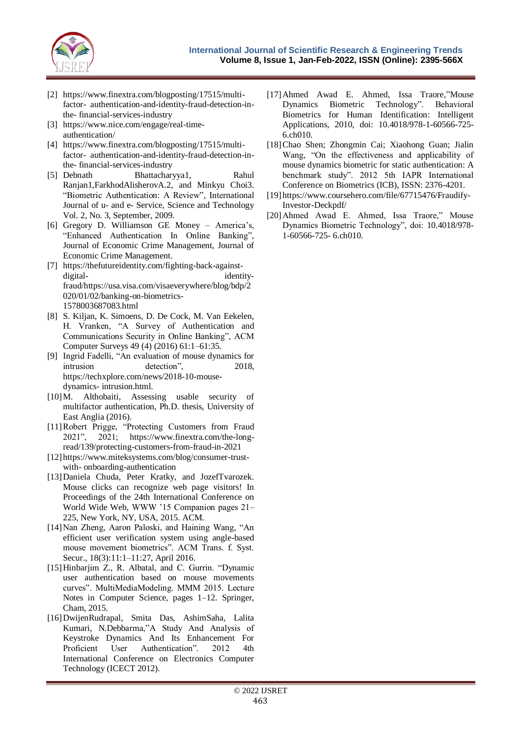[2] https://www.finextra.com/blogposting/17515/multi-factor- authentication-and-identity-fraud-detection-in-the- financial-services-industry

[3] https://www.nice.com/engage/real-time-authentication/

[4] https://www.finextra.com/blogposting/17515/multi-factor- authentication-and-identity-fraud-detection-in-the- financial-services-industry

[5] Debnath Bhattacharyya1, Rahul Ranjan1,FarkhodAlisherovA.2, and Minkyu Choi3. "Biometric Authentication: A Review", International Journal of u- and e- Service, Science and Technology Vol. 2, No. 3, September, 2009.

[6] Gregory D. Williamson GE Money – America's, "Enhanced Authentication In Online Banking", Journal of Economic Crime Management, Journal of Economic Crime Management.

[7] https://thefutureidentity.com/fighting-back-against-digital- identity-fraud/https://usa.visa.com/visaeverywhere/blog/bdp/2020/01/02/banking-on-biometrics-1578003687083.html

[8] S. Kiljan, K. Simoens, D. De Cock, M. Van Eekelen, H. Vranken, "A Survey of Authentication and Communications Security in Online Banking", ACM Computer Surveys 49 (4) (2016) 61:1–61:35.

[9] Ingrid Fadelli, "An evaluation of mouse dynamics for intrusion detection", 2018, https://techxplore.com/news/2018-10-mouse-dynamics- intrusion.html.

[10] M. Althobaiti, Assessing usable security of multifactor authentication, Ph.D. thesis, University of East Anglia (2016).

[11] Robert Prigge, "Protecting Customers from Fraud 2021", 2021; https://www.finextra.com/the-long-read/139/protecting-customers-from-fraud-in-2021

[12] https://www.miteksystems.com/blog/consumer-trust-with- onboarding-authentication

[13] Daniela Chuda, Peter Kratky, and JozefTvarozek. Mouse clicks can recognize web page visitors! In Proceedings of the 24th International Conference on World Wide Web, WWW '15 Companion pages 21–225, New York, NY, USA, 2015. ACM.

[14] Nan Zheng, Aaron Paloski, and Haining Wang, "An efficient user verification system using angle-based mouse movement biometrics". ACM Trans. f. Syst. Secur., 18(3):11:1–11:27, April 2016.

[15] Hinbarjim Z., R. Albatal, and C. Gurrin. "Dynamic user authentication based on mouse movements curves". MultiMediaModeling. MMM 2015. Lecture Notes in Computer Science, pages 1–12. Springer, Cham, 2015.

[16] DwijenRudrapal, Smita Das, AshimSaha, Lalita Kumari, N.Debbarma,"A Study And Analysis of Keystroke Dynamics And Its Enhancement For Proficient User Authentication". 2012 4th International Conference on Electronics Computer Technology (ICECT 2012).

[17] Ahmed Awad E. Ahmed, Issa Traore,"Mouse Dynamics Biometric Technology". Behavioral Biometrics for Human Identification: Intelligent Applications, 2010, doi: 10.4018/978-1-60566-725-6.ch010.

[18] Chao Shen; Zhongmin Cai; Xiaohong Guan; Jialin Wang, "On the effectiveness and applicability of mouse dynamics biometric for static authentication: A benchmark study". 2012 5th IAPR International Conference on Biometrics (ICB), ISSN: 2376-4201.

[19] https://www.coursehero.com/file/67715476/Fraudify-Investor-Deckpdf/

[20] Ahmed Awad E. Ahmed, Issa Traore," Mouse Dynamics Biometric Technology", doi: 10.4018/978-1-60566-725- 6.ch010.